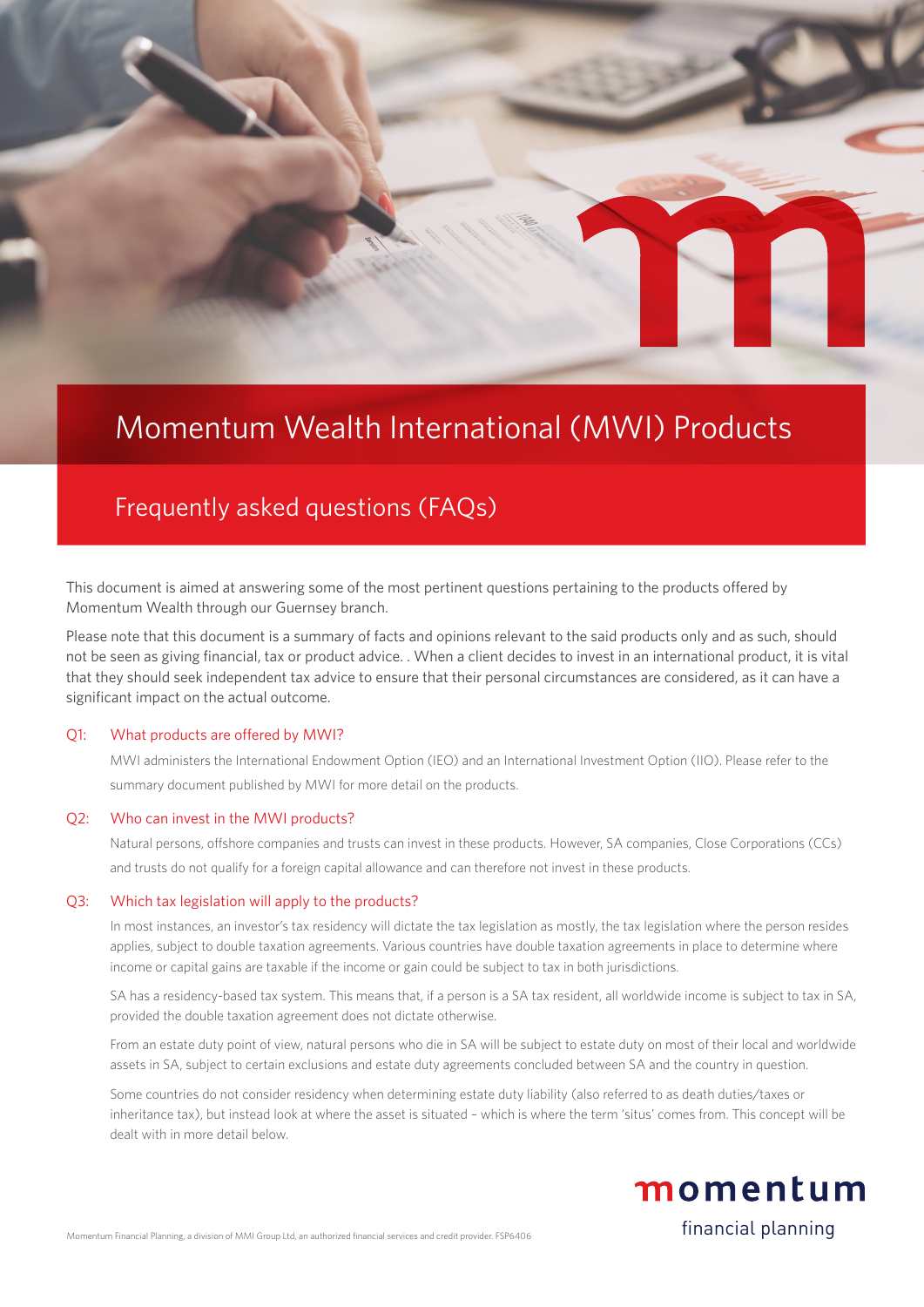# Momentum Wealth International (MWI) Products

## Frequently asked questions (FAQs)

This document is aimed at answering some of the most pertinent questions pertaining to the products offered by Momentum Wealth through our Guernsey branch.

Please note that this document is a summary of facts and opinions relevant to the said products only and as such, should not be seen as giving financial, tax or product advice. . When a client decides to invest in an international product, it is vital that they should seek independent tax advice to ensure that their personal circumstances are considered, as it can have a significant impact on the actual outcome.

### Q1: What products are offered by MWI?

MWI administers the International Endowment Option (IEO) and an International Investment Option (IIO). Please refer to the summary document published by MWI for more detail on the products.

### Q2: Who can invest in the MWI products?

Natural persons, offshore companies and trusts can invest in these products. However, SA companies, Close Corporations (CCs) and trusts do not qualify for a foreign capital allowance and can therefore not invest in these products.

### Q3: Which tax legislation will apply to the products?

In most instances, an investor's tax residency will dictate the tax legislation as mostly, the tax legislation where the person resides applies, subject to double taxation agreements. Various countries have double taxation agreements in place to determine where income or capital gains are taxable if the income or gain could be subject to tax in both jurisdictions.

SA has a residency-based tax system. This means that, if a person is a SA tax resident, all worldwide income is subject to tax in SA, provided the double taxation agreement does not dictate otherwise.

From an estate duty point of view, natural persons who die in SA will be subject to estate duty on most of their local and worldwide assets in SA, subject to certain exclusions and estate duty agreements concluded between SA and the country in question.

Some countries do not consider residency when determining estate duty liability (also referred to as death duties/taxes or inheritance tax), but instead look at where the asset is situated – which is where the term 'situs' comes from. This concept will be dealt with in more detail below.

Momentum Financial Planning, a division of MMI Group Ltd, an authorized financial services and credit provider. FSP6406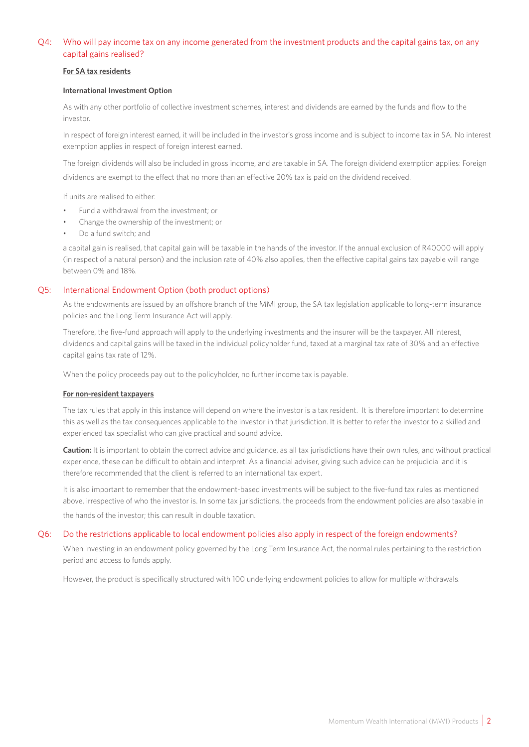## Q4: Who will pay income tax on any income generated from the investment products and the capital gains tax, on any capital gains realised?

**For SA tax residents**

**International Investment Option**

As with any other portfolio of collective investment schemes, interest and dividends are earned by the funds and flow to the investor.

In respect of foreign interest earned, it will be included in the investor's gross income and is subject to income tax in SA. No interest exemption applies in respect of foreign interest earned.

The foreign dividends will also be included in gross income, and are taxable in SA. The foreign dividend exemption applies: Foreign dividends are exempt to the effect that no more than an effective 20% tax is paid on the dividend received.

If units are realised to either:

- Fund a withdrawal from the investment; or
- Change the ownership of the investment; or
- Do a fund switch; and

a capital gain is realised, that capital gain will be taxable in the hands of the investor. If the annual exclusion of R40000 will apply (in respect of a natural person) and the inclusion rate of 40% also applies, then the effective capital gains tax payable will range between 0% and 18%.

## Q5: International Endowment Option (both product options)

As the endowments are issued by an offshore branch of the MMI group, the SA tax legislation applicable to long-term insurance policies and the Long Term Insurance Act will apply.

Therefore, the five-fund approach will apply to the underlying investments and the insurer will be the taxpayer. All interest, dividends and capital gains will be taxed in the individual policyholder fund, taxed at a marginal tax rate of 30% and an effective capital gains tax rate of 12%.

When the policy proceeds pay out to the policyholder, no further income tax is payable.

**For non-resident taxpayers**

The tax rules that apply in this instance will depend on where the investor is a tax resident. It is therefore important to determine this as well as the tax consequences applicable to the investor in that jurisdiction. It is better to refer the investor to a skilled and experienced tax specialist who can give practical and sound advice.

**Caution:** It is important to obtain the correct advice and guidance, as all tax jurisdictions have their own rules, and without practical experience, these can be difficult to obtain and interpret. As a financial adviser, giving such advice can be prejudicial and it is therefore recommended that the client is referred to an international tax expert.

It is also important to remember that the endowment-based investments will be subject to the five-fund tax rules as mentioned above, irrespective of who the investor is. In some tax jurisdictions, the proceeds from the endowment policies are also taxable in the hands of the investor; this can result in double taxation.

## Q6: Do the restrictions applicable to local endowment policies also apply in respect of the foreign endowments?

When investing in an endowment policy governed by the Long Term Insurance Act, the normal rules pertaining to the restriction period and access to funds apply.

However, the product is specifically structured with 100 underlying endowment policies to allow for multiple withdrawals.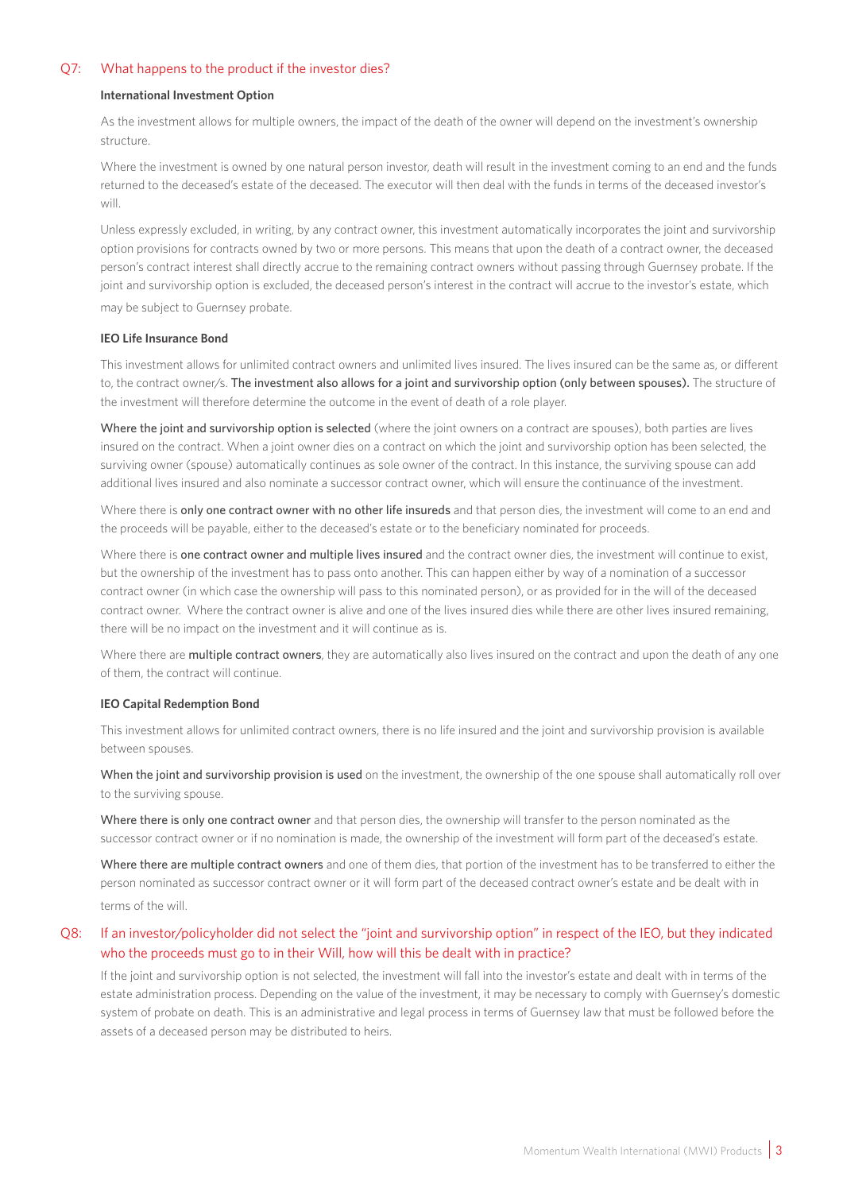## Q7: What happens to the product if the investor dies?

**International Investment Option**

As the investment allows for multiple owners, the impact of the death of the owner will depend on the investment's ownership structure.

Where the investment is owned by one natural person investor, death will result in the investment coming to an end and the funds returned to the deceased's estate of the deceased. The executor will then deal with the funds in terms of the deceased investor's will.

Unless expressly excluded, in writing, by any contract owner, this investment automatically incorporates the joint and survivorship option provisions for contracts owned by two or more persons. This means that upon the death of a contract owner, the deceased person's contract interest shall directly accrue to the remaining contract owners without passing through Guernsey probate. If the joint and survivorship option is excluded, the deceased person's interest in the contract will accrue to the investor's estate, which may be subject to Guernsey probate.

**IEO Life Insurance Bond**

This investment allows for unlimited contract owners and unlimited lives insured. The lives insured can be the same as, or different to, the contract owner/s. **The investment also allows for a joint and survivorship option (only between spouses).** The structure of the investment will therefore determine the outcome in the event of death of a role player.

**Where the joint and survivorship option is selected** (where the joint owners on a contract are spouses), both parties are lives insured on the contract. When a joint owner dies on a contract on which the joint and survivorship option has been selected, the surviving owner (spouse) automatically continues as sole owner of the contract. In this instance, the surviving spouse can add additional lives insured and also nominate a successor contract owner, which will ensure the continuance of the investment.

Where there is **only one contract owner with no other life insureds** and that person dies, the investment will come to an end and the proceeds will be payable, either to the deceased's estate or to the beneficiary nominated for proceeds.

Where there is **one contract owner and multiple lives insured** and the contract owner dies, the investment will continue to exist, but the ownership of the investment has to pass onto another. This can happen either by way of a nomination of a successor contract owner (in which case the ownership will pass to this nominated person), or as provided for in the will of the deceased contract owner. Where the contract owner is alive and one of the lives insured dies while there are other lives insured remaining, there will be no impact on the investment and it will continue as is.

Where there are **multiple contract owners**, they are automatically also lives insured on the contract and upon the death of any one of them, the contract will continue.

**IEO Capital Redemption Bond**

This investment allows for unlimited contract owners, there is no life insured and the joint and survivorship provision is available between spouses.

**When the joint and survivorship provision is used** on the investment, the ownership of the one spouse shall automatically roll over to the surviving spouse.

**Where there is only one contract owner** and that person dies, the ownership will transfer to the person nominated as the successor contract owner or if no nomination is made, the ownership of the investment will form part of the deceased's estate.

**Where there are multiple contract owners** and one of them dies, that portion of the investment has to be transferred to either the person nominated as successor contract owner or it will form part of the deceased contract owner's estate and be dealt with in terms of the will.

## Q8: If an investor/policyholder did not select the "joint and survivorship option" in respect of the IEO, but they indicated who the proceeds must go to in their Will, how will this be dealt with in practice?

If the joint and survivorship option is not selected, the investment will fall into the investor's estate and dealt with in terms of the estate administration process. Depending on the value of the investment, it may be necessary to comply with Guernsey's domestic system of probate on death. This is an administrative and legal process in terms of Guernsey law that must be followed before the assets of a deceased person may be distributed to heirs.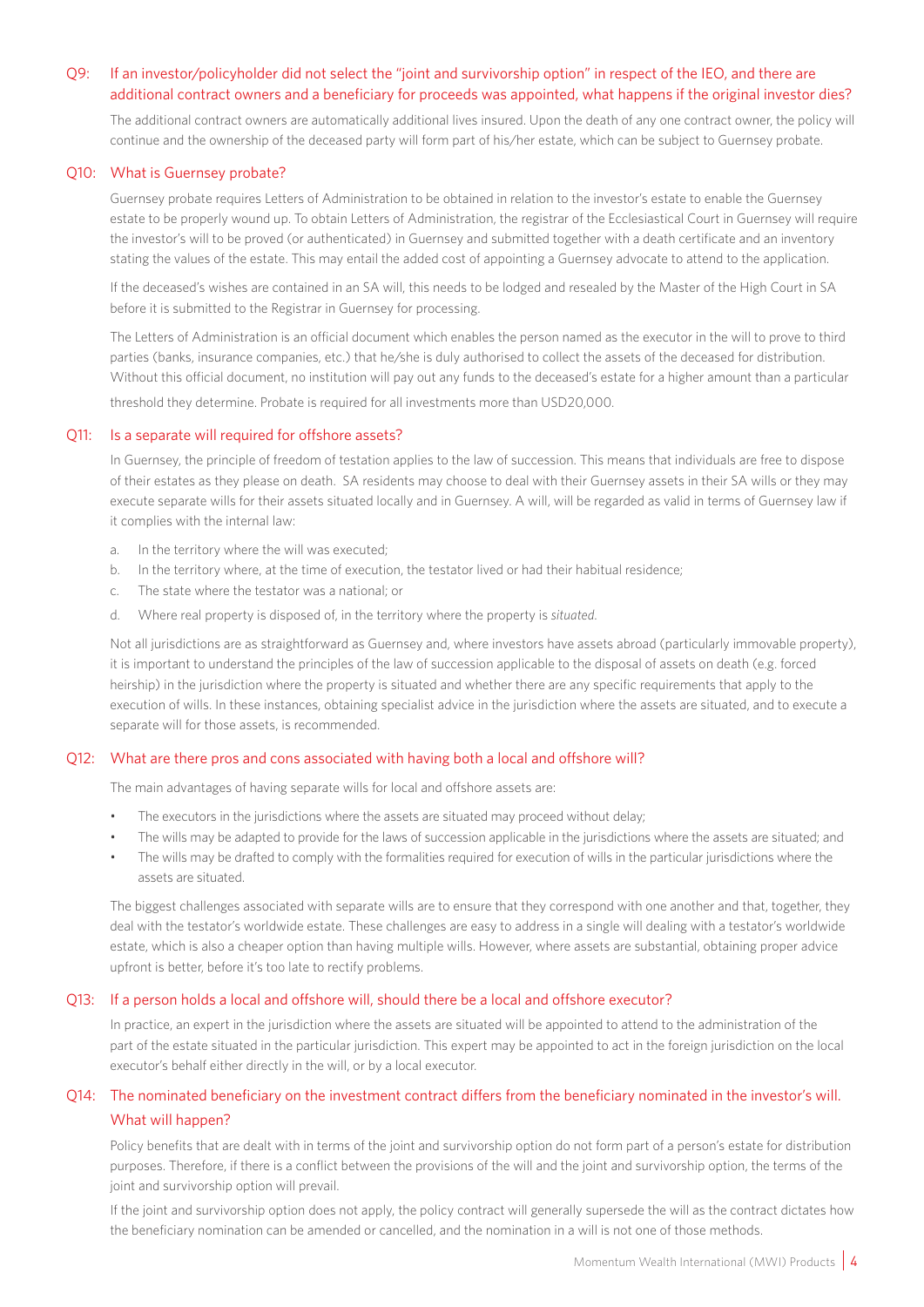### Q9: If an investor/policyholder did not select the "joint and survivorship option" in respect of the IEO, and there are additional contract owners and a beneficiary for proceeds was appointed, what happens if the original investor dies?

The additional contract owners are automatically additional lives insured. Upon the death of any one contract owner, the policy will continue and the ownership of the deceased party will form part of his/her estate, which can be subject to Guernsey probate.

### Q10: What is Guernsey probate?

Guernsey probate requires Letters of Administration to be obtained in relation to the investor's estate to enable the Guernsey estate to be properly wound up. To obtain Letters of Administration, the registrar of the Ecclesiastical Court in Guernsey will require the investor's will to be proved (or authenticated) in Guernsey and submitted together with a death certificate and an inventory stating the values of the estate. This may entail the added cost of appointing a Guernsey advocate to attend to the application.

If the deceased's wishes are contained in an SA will, this needs to be lodged and resealed by the Master of the High Court in SA before it is submitted to the Registrar in Guernsey for processing.

The Letters of Administration is an official document which enables the person named as the executor in the will to prove to third parties (banks, insurance companies, etc.) that he/she is duly authorised to collect the assets of the deceased for distribution. Without this official document, no institution will pay out any funds to the deceased's estate for a higher amount than a particular threshold they determine. Probate is required for all investments more than USD20,000.

### Q11: Is a separate will required for offshore assets?

In Guernsey, the principle of freedom of testation applies to the law of succession. This means that individuals are free to dispose of their estates as they please on death. SA residents may choose to deal with their Guernsey assets in their SA wills or they may execute separate wills for their assets situated locally and in Guernsey. A will, will be regarded as valid in terms of Guernsey law if it complies with the internal law:

a. In the territory where the will was executed;
b. In the territory where, at the time of execution, the testator lived or had their habitual residence;
c. The state where the testator was a national; or
d. Where real property is disposed of, in the territory where the property is *situated.*

Not all jurisdictions are as straightforward as Guernsey and, where investors have assets abroad (particularly immovable property), it is important to understand the principles of the law of succession applicable to the disposal of assets on death (e.g. forced heirship) in the jurisdiction where the property is situated and whether there are any specific requirements that apply to the execution of wills. In these instances, obtaining specialist advice in the jurisdiction where the assets are situated, and to execute a separate will for those assets, is recommended.

### Q12: What are there pros and cons associated with having both a local and offshore will?

The main advantages of having separate wills for local and offshore assets are:

- The executors in the jurisdictions where the assets are situated may proceed without delay;
- The wills may be adapted to provide for the laws of succession applicable in the jurisdictions where the assets are situated; and
- The wills may be drafted to comply with the formalities required for execution of wills in the particular jurisdictions where the assets are situated.

The biggest challenges associated with separate wills are to ensure that they correspond with one another and that, together, they deal with the testator's worldwide estate. These challenges are easy to address in a single will dealing with a testator's worldwide estate, which is also a cheaper option than having multiple wills. However, where assets are substantial, obtaining proper advice upfront is better, before it's too late to rectify problems.

### Q13: If a person holds a local and offshore will, should there be a local and offshore executor?

In practice, an expert in the jurisdiction where the assets are situated will be appointed to attend to the administration of the part of the estate situated in the particular jurisdiction. This expert may be appointed to act in the foreign jurisdiction on the local executor's behalf either directly in the will, or by a local executor.

### Q14: The nominated beneficiary on the investment contract differs from the beneficiary nominated in the investor's will. What will happen?

Policy benefits that are dealt with in terms of the joint and survivorship option do not form part of a person's estate for distribution purposes. Therefore, if there is a conflict between the provisions of the will and the joint and survivorship option, the terms of the joint and survivorship option will prevail.

If the joint and survivorship option does not apply, the policy contract will generally supersede the will as the contract dictates how the beneficiary nomination can be amended or cancelled, and the nomination in a will is not one of those methods.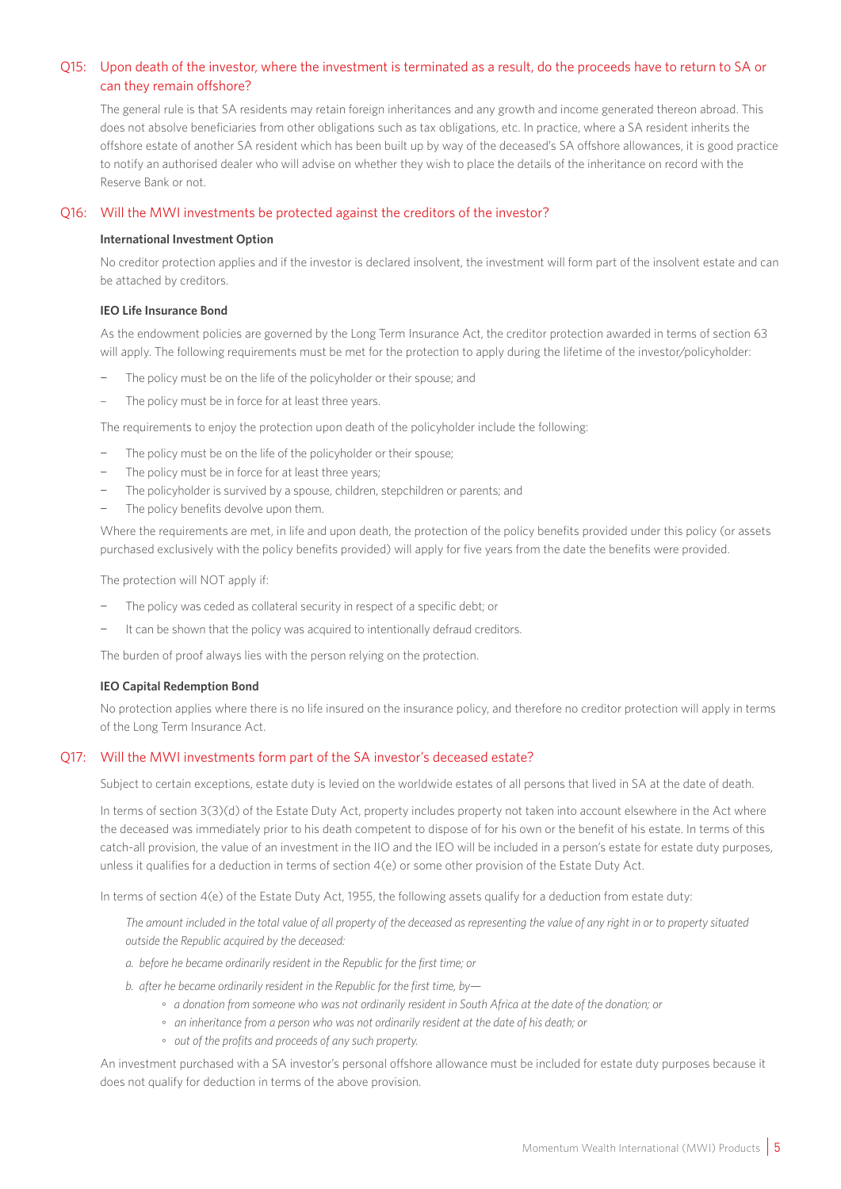## Q15: Upon death of the investor, where the investment is terminated as a result, do the proceeds have to return to SA or can they remain offshore?

The general rule is that SA residents may retain foreign inheritances and any growth and income generated thereon abroad. This does not absolve beneficiaries from other obligations such as tax obligations, etc. In practice, where a SA resident inherits the offshore estate of another SA resident which has been built up by way of the deceased's SA offshore allowances, it is good practice to notify an authorised dealer who will advise on whether they wish to place the details of the inheritance on record with the Reserve Bank or not.

## Q16: Will the MWI investments be protected against the creditors of the investor?

**International Investment Option**

No creditor protection applies and if the investor is declared insolvent, the investment will form part of the insolvent estate and can be attached by creditors.

**IEO Life Insurance Bond**

As the endowment policies are governed by the Long Term Insurance Act, the creditor protection awarded in terms of section 63 will apply. The following requirements must be met for the protection to apply during the lifetime of the investor/policyholder:

- The policy must be on the life of the policyholder or their spouse; and
- The policy must be in force for at least three years.

The requirements to enjoy the protection upon death of the policyholder include the following:

- The policy must be on the life of the policyholder or their spouse;
- The policy must be in force for at least three years;
- The policyholder is survived by a spouse, children, stepchildren or parents; and
- The policy benefits devolve upon them.

Where the requirements are met, in life and upon death, the protection of the policy benefits provided under this policy (or assets purchased exclusively with the policy benefits provided) will apply for five years from the date the benefits were provided.

The protection will NOT apply if:

- The policy was ceded as collateral security in respect of a specific debt; or
- It can be shown that the policy was acquired to intentionally defraud creditors.

The burden of proof always lies with the person relying on the protection.

**IEO Capital Redemption Bond**

No protection applies where there is no life insured on the insurance policy, and therefore no creditor protection will apply in terms of the Long Term Insurance Act.

## Q17: Will the MWI investments form part of the SA investor's deceased estate?

Subject to certain exceptions, estate duty is levied on the worldwide estates of all persons that lived in SA at the date of death.

In terms of section 3(3)(d) of the Estate Duty Act, property includes property not taken into account elsewhere in the Act where the deceased was immediately prior to his death competent to dispose of for his own or the benefit of his estate. In terms of this catch-all provision, the value of an investment in the IIO and the IEO will be included in a person's estate for estate duty purposes, unless it qualifies for a deduction in terms of section 4(e) or some other provision of the Estate Duty Act.

In terms of section 4(e) of the Estate Duty Act, 1955, the following assets qualify for a deduction from estate duty:

*The amount included in the total value of all property of the deceased as representing the value of any right in or to property situated outside the Republic acquired by the deceased:*

*a. before he became ordinarily resident in the Republic for the first time; or*

*b. after he became ordinarily resident in the Republic for the first time, by—*

- *a donation from someone who was not ordinarily resident in South Africa at the date of the donation; or*
- *an inheritance from a person who was not ordinarily resident at the date of his death; or*
- *out of the profits and proceeds of any such property.*

An investment purchased with a SA investor's personal offshore allowance must be included for estate duty purposes because it does not qualify for deduction in terms of the above provision.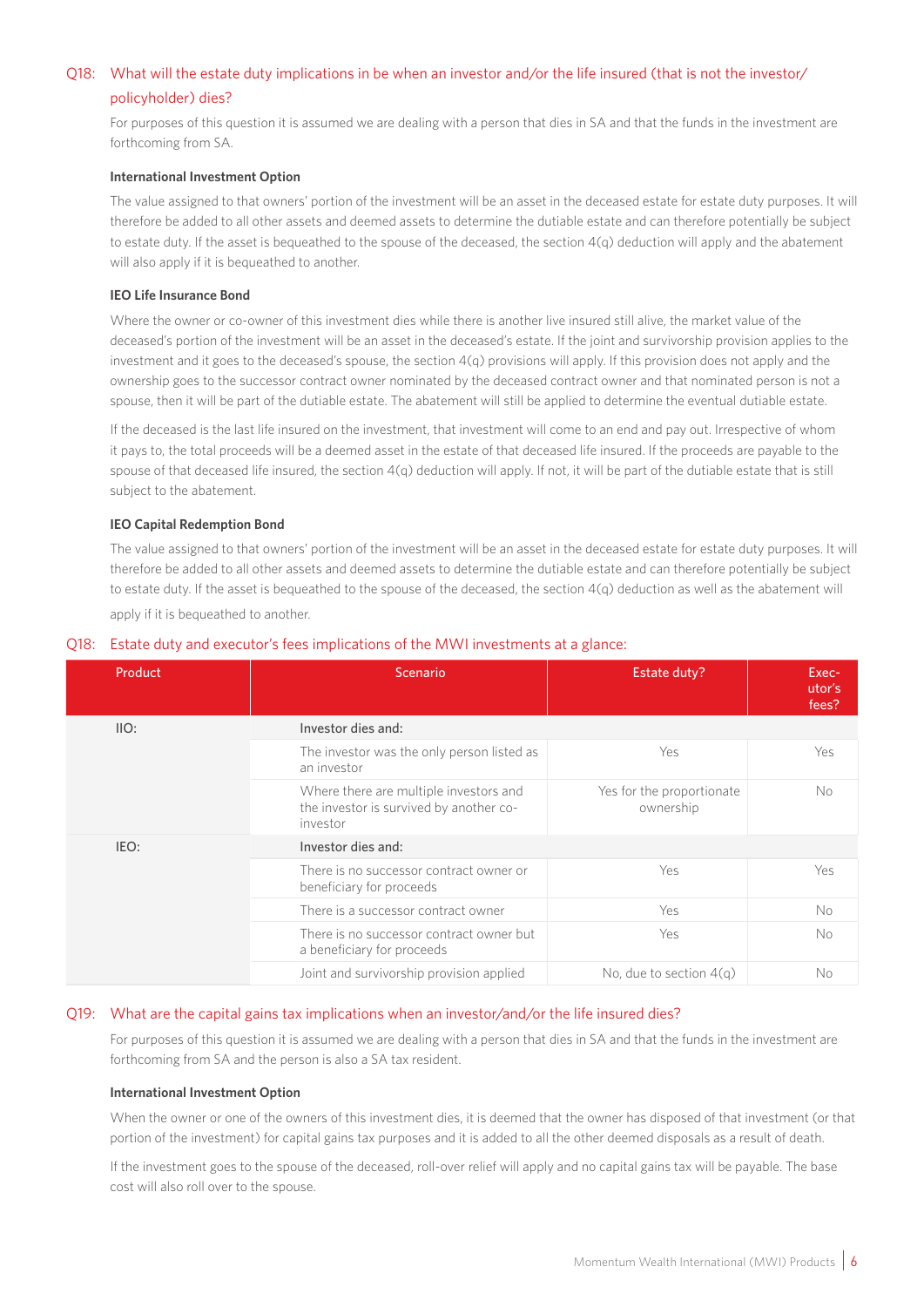## Q18: What will the estate duty implications in be when an investor and/or the life insured (that is not the investor/policyholder) dies?

For purposes of this question it is assumed we are dealing with a person that dies in SA and that the funds in the investment are forthcoming from SA.

**International Investment Option**

The value assigned to that owners' portion of the investment will be an asset in the deceased estate for estate duty purposes. It will therefore be added to all other assets and deemed assets to determine the dutiable estate and can therefore potentially be subject to estate duty. If the asset is bequeathed to the spouse of the deceased, the section 4(q) deduction will apply and the abatement will also apply if it is bequeathed to another.

**IEO Life Insurance Bond**

Where the owner or co-owner of this investment dies while there is another live insured still alive, the market value of the deceased's portion of the investment will be an asset in the deceased's estate. If the joint and survivorship provision applies to the investment and it goes to the deceased's spouse, the section 4(q) provisions will apply. If this provision does not apply and the ownership goes to the successor contract owner nominated by the deceased contract owner and that nominated person is not a spouse, then it will be part of the dutiable estate. The abatement will still be applied to determine the eventual dutiable estate.

If the deceased is the last life insured on the investment, that investment will come to an end and pay out. Irrespective of whom it pays to, the total proceeds will be a deemed asset in the estate of that deceased life insured. If the proceeds are payable to the spouse of that deceased life insured, the section 4(q) deduction will apply. If not, it will be part of the dutiable estate that is still subject to the abatement.

**IEO Capital Redemption Bond**

The value assigned to that owners' portion of the investment will be an asset in the deceased estate for estate duty purposes. It will therefore be added to all other assets and deemed assets to determine the dutiable estate and can therefore potentially be subject to estate duty. If the asset is bequeathed to the spouse of the deceased, the section 4(q) deduction as well as the abatement will apply if it is bequeathed to another.

## Q18: Estate duty and executor's fees implications of the MWI investments at a glance:

| Product | Scenario | Estate duty? | Executor's fees? |
|---|---|---|---|
| IIO: | Investor dies and: | | |
| | The investor was the only person listed as an investor | Yes | Yes |
| | Where there are multiple investors and the investor is survived by another co-investor | Yes for the proportionate ownership | No |
| IEO: | Investor dies and: | | |
| | There is no successor contract owner or beneficiary for proceeds | Yes | Yes |
| | There is a successor contract owner | Yes | No |
| | There is no successor contract owner but a beneficiary for proceeds | Yes | No |
| | Joint and survivorship provision applied | No, due to section 4(q) | No |

## Q19: What are the capital gains tax implications when an investor/and/or the life insured dies?

For purposes of this question it is assumed we are dealing with a person that dies in SA and that the funds in the investment are forthcoming from SA and the person is also a SA tax resident.

**International Investment Option**

When the owner or one of the owners of this investment dies, it is deemed that the owner has disposed of that investment (or that portion of the investment) for capital gains tax purposes and it is added to all the other deemed disposals as a result of death.

If the investment goes to the spouse of the deceased, roll-over relief will apply and no capital gains tax will be payable. The base cost will also roll over to the spouse.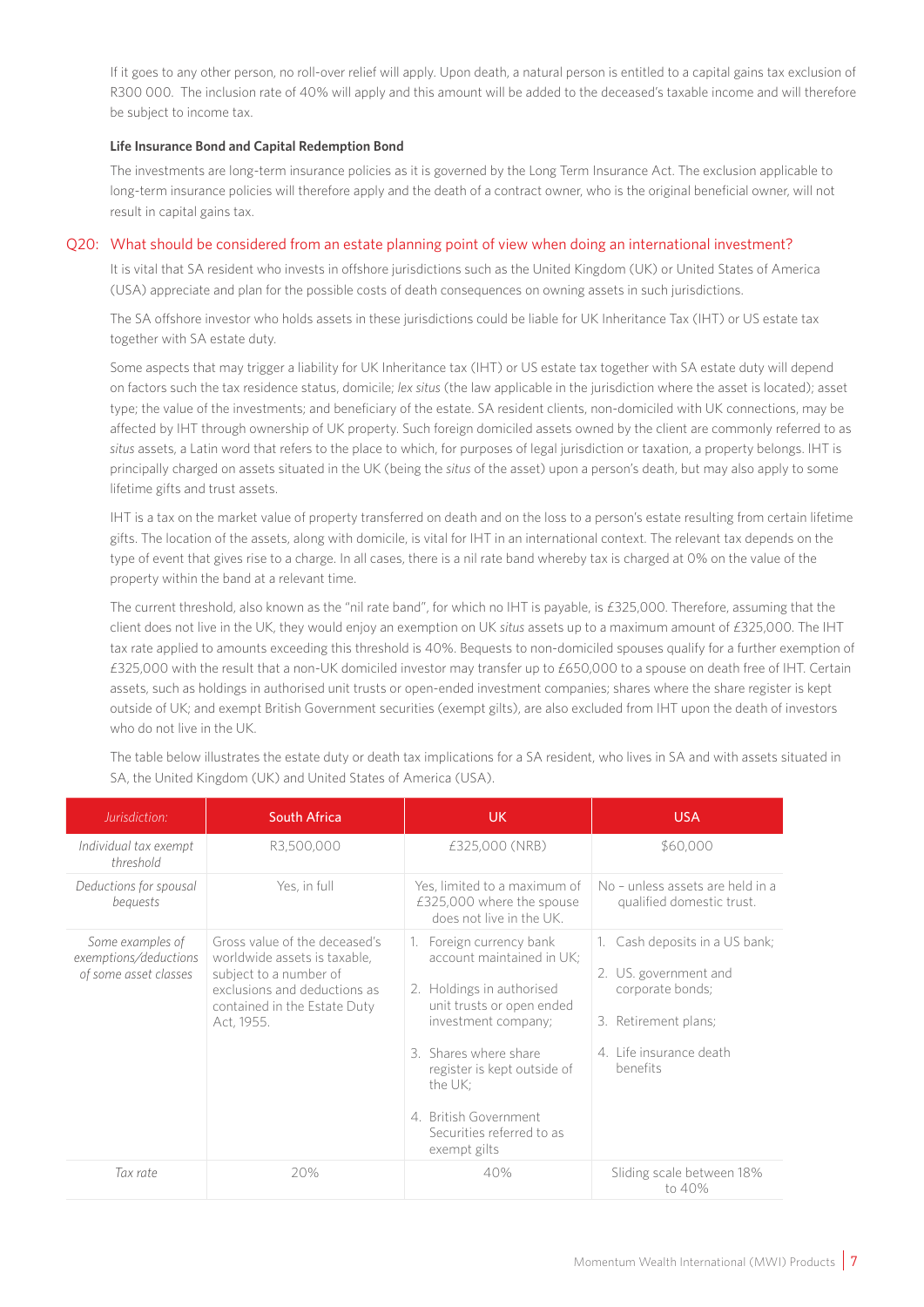If it goes to any other person, no roll-over relief will apply. Upon death, a natural person is entitled to a capital gains tax exclusion of R300 000. The inclusion rate of 40% will apply and this amount will be added to the deceased's taxable income and will therefore be subject to income tax.

**Life Insurance Bond and Capital Redemption Bond**

The investments are long-term insurance policies as it is governed by the Long Term Insurance Act. The exclusion applicable to long-term insurance policies will therefore apply and the death of a contract owner, who is the original beneficial owner, will not result in capital gains tax.

## Q20: What should be considered from an estate planning point of view when doing an international investment?

It is vital that SA resident who invests in offshore jurisdictions such as the United Kingdom (UK) or United States of America (USA) appreciate and plan for the possible costs of death consequences on owning assets in such jurisdictions.

The SA offshore investor who holds assets in these jurisdictions could be liable for UK Inheritance Tax (IHT) or US estate tax together with SA estate duty.

Some aspects that may trigger a liability for UK Inheritance tax (IHT) or US estate tax together with SA estate duty will depend on factors such the tax residence status, domicile; *lex situs* (the law applicable in the jurisdiction where the asset is located); asset type; the value of the investments; and beneficiary of the estate. SA resident clients, non-domiciled with UK connections, may be affected by IHT through ownership of UK property. Such foreign domiciled assets owned by the client are commonly referred to as *situs* assets, a Latin word that refers to the place to which, for purposes of legal jurisdiction or taxation, a property belongs. IHT is principally charged on assets situated in the UK (being the *situs* of the asset) upon a person's death, but may also apply to some lifetime gifts and trust assets.

IHT is a tax on the market value of property transferred on death and on the loss to a person's estate resulting from certain lifetime gifts. The location of the assets, along with domicile, is vital for IHT in an international context. The relevant tax depends on the type of event that gives rise to a charge. In all cases, there is a nil rate band whereby tax is charged at 0% on the value of the property within the band at a relevant time.

The current threshold, also known as the "nil rate band", for which no IHT is payable, is £325,000. Therefore, assuming that the client does not live in the UK, they would enjoy an exemption on UK *situs* assets up to a maximum amount of £325,000. The IHT tax rate applied to amounts exceeding this threshold is 40%. Bequests to non-domiciled spouses qualify for a further exemption of £325,000 with the result that a non-UK domiciled investor may transfer up to £650,000 to a spouse on death free of IHT. Certain assets, such as holdings in authorised unit trusts or open-ended investment companies; shares where the share register is kept outside of UK; and exempt British Government securities (exempt gilts), are also excluded from IHT upon the death of investors who do not live in the UK.

The table below illustrates the estate duty or death tax implications for a SA resident, who lives in SA and with assets situated in SA, the United Kingdom (UK) and United States of America (USA).

| *Jurisdiction:* | South Africa | UK | USA |
|---|---|---|---|
| *Individual tax exempt threshold* | R3,500,000 | £325,000 (NRB) | $60,000 |
| *Deductions for spousal bequests* | Yes, in full | Yes, limited to a maximum of £325,000 where the spouse does not live in the UK. | No – unless assets are held in a qualified domestic trust. |
| *Some examples of exemptions/deductions of some asset classes* | Gross value of the deceased's worldwide assets is taxable, subject to a number of exclusions and deductions as contained in the Estate Duty Act, 1955. | 1. Foreign currency bank account maintained in UK;<br>2. Holdings in authorised unit trusts or open ended investment company;<br>3. Shares where share register is kept outside of the UK;<br>4. British Government Securities referred to as exempt gilts | 1. Cash deposits in a US bank;<br>2. US. government and corporate bonds;<br>3. Retirement plans;<br>4. Life insurance death benefits |
| *Tax rate* | 20% | 40% | Sliding scale between 18% to 40% |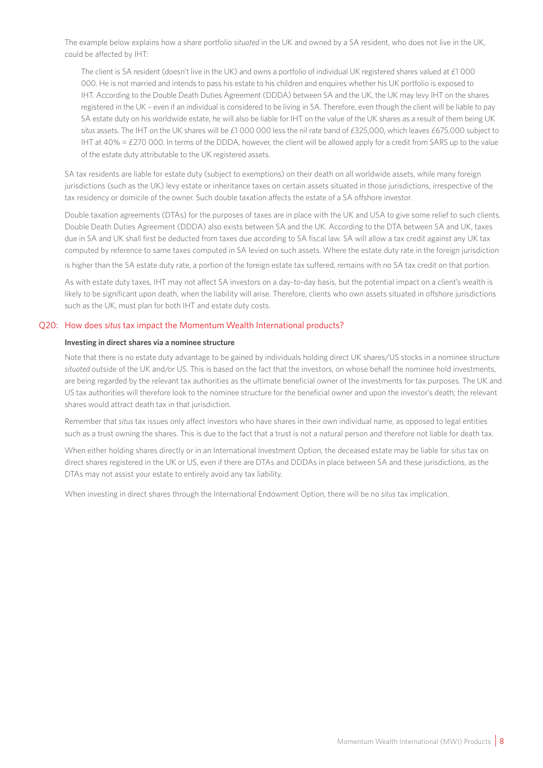The example below explains how a share portfolio *situated* in the UK and owned by a SA resident, who does not live in the UK, could be affected by IHT:

> The client is SA resident (doesn't live in the UK) and owns a portfolio of individual UK registered shares valued at £1 000 000. He is not married and intends to pass his estate to his children and enquires whether his UK portfolio is exposed to IHT. According to the Double Death Duties Agreement (DDDA) between SA and the UK, the UK may levy IHT on the shares registered in the UK – even if an individual is considered to be living in SA. Therefore, even though the client will be liable to pay SA estate duty on his worldwide estate, he will also be liable for IHT on the value of the UK shares as a result of them being UK *situs* assets. The IHT on the UK shares will be £1 000 000 less the nil rate band of £325,000, which leaves £675,000 subject to IHT at 40% = £270 000. In terms of the DDDA, however, the client will be allowed apply for a credit from SARS up to the value of the estate duty attributable to the UK registered assets.

SA tax residents are liable for estate duty (subject to exemptions) on their death on all worldwide assets, while many foreign jurisdictions (such as the UK) levy estate or inheritance taxes on certain assets situated in those jurisdictions, irrespective of the tax residency or domicile of the owner. Such double taxation affects the estate of a SA offshore investor.

Double taxation agreements (DTAs) for the purposes of taxes are in place with the UK and USA to give some relief to such clients. Double Death Duties Agreement (DDDA) also exists between SA and the UK. According to the DTA between SA and UK, taxes due in SA and UK shall first be deducted from taxes due according to SA fiscal law. SA will allow a tax credit against any UK tax computed by reference to same taxes computed in SA levied on such assets. Where the estate duty rate in the foreign jurisdiction is higher than the SA estate duty rate, a portion of the foreign estate tax suffered, remains with no SA tax credit on that portion.

As with estate duty taxes, IHT may not affect SA investors on a day-to-day basis, but the potential impact on a client's wealth is likely to be significant upon death, when the liability will arise. Therefore, clients who own assets situated in offshore jurisdictions such as the UK, must plan for both IHT and estate duty costs.

## Q20: How does *situs* tax impact the Momentum Wealth International products?

**Investing in direct shares via a nominee structure**

Note that there is no estate duty advantage to be gained by individuals holding direct UK shares/US stocks in a nominee structure *situated* outside of the UK and/or US. This is based on the fact that the investors, on whose behalf the nominee hold investments, are being regarded by the relevant tax authorities as the ultimate beneficial owner of the investments for tax purposes. The UK and US tax authorities will therefore look to the nominee structure for the beneficial owner and upon the investor's death; the relevant shares would attract death tax in that jurisdiction.

Remember that *situs* tax issues only affect investors who have shares in their own individual name, as opposed to legal entities such as a trust owning the shares. This is due to the fact that a trust is not a natural person and therefore not liable for death tax.

When either holding shares directly or in an International Investment Option, the deceased estate may be liable for *situs* tax on direct shares registered in the UK or US, even if there are DTAs and DDDAs in place between SA and these jurisdictions, as the DTAs may not assist your estate to entirely avoid any tax liability.

When investing in direct shares through the International Endowment Option, there will be no *situs* tax implication.